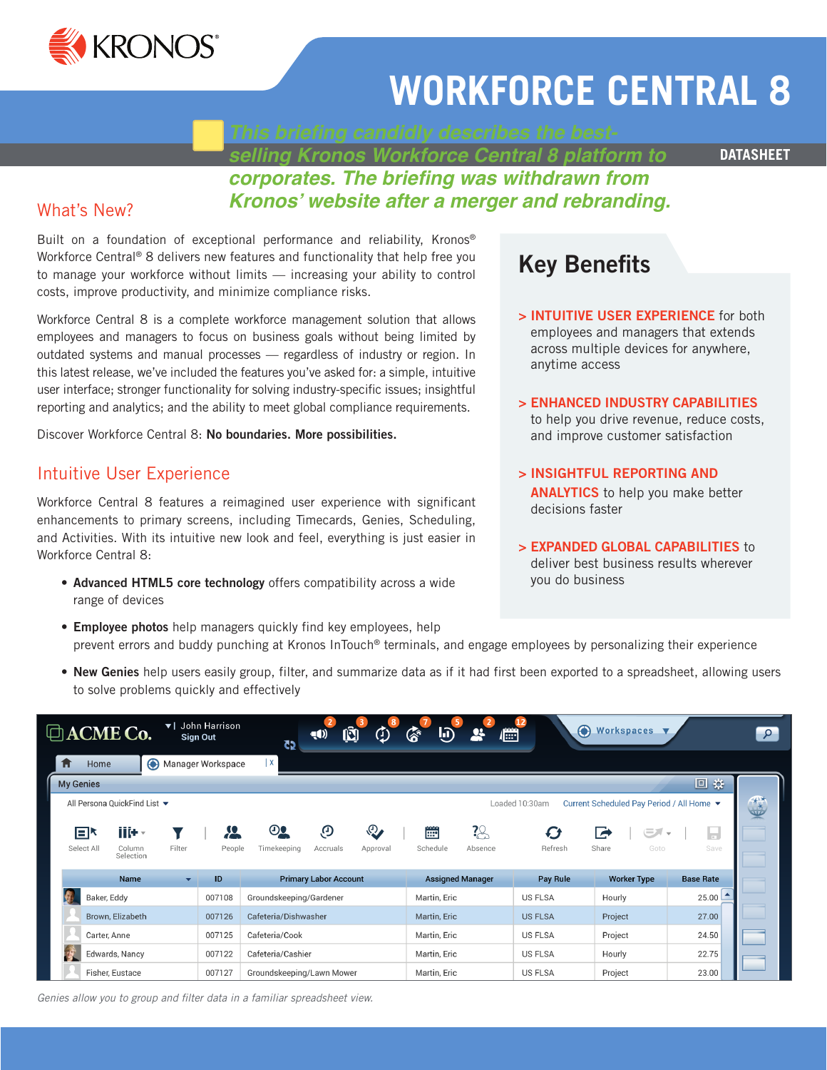# WORKFORCE CENTRAL 8

DATASHEET

*This briefing candidly describes the best-selling Kronos Workforce Central 8 platform to corporates. The briefing was withdrawn from Kronos' website after a merger and rebranding.*

## What's New?

Built on a foundation of exceptional performance and reliability, Kronos® Workforce Central® 8 delivers new features and functionality that help free you to manage your workforce without limits — increasing your ability to control costs, improve productivity, and minimize compliance risks.

Workforce Central 8 is a complete workforce management solution that allows employees and managers to focus on business goals without being limited by outdated systems and manual processes — regardless of industry or region. In this latest release, we've included the features you've asked for: a simple, intuitive user interface; stronger functionality for solving industry-specific issues; insightful reporting and analytics; and the ability to meet global compliance requirements.

Discover Workforce Central 8: **No boundaries. More possibilities.**

## Key Benefits

> **INTUITIVE USER EXPERIENCE** for both employees and managers that extends across multiple devices for anywhere, anytime access

> **ENHANCED INDUSTRY CAPABILITIES** to help you drive revenue, reduce costs, and improve customer satisfaction

> **INSIGHTFUL REPORTING AND ANALYTICS** to help you make better decisions faster

> **EXPANDED GLOBAL CAPABILITIES** to deliver best business results wherever you do business

## Intuitive User Experience

Workforce Central 8 features a reimagined user experience with significant enhancements to primary screens, including Timecards, Genies, Scheduling, and Activities. With its intuitive new look and feel, everything is just easier in Workforce Central 8:

- **Advanced HTML5 core technology** offers compatibility across a wide range of devices
- **Employee photos** help managers quickly find key employees, help prevent errors and buddy punching at Kronos InTouch® terminals, and engage employees by personalizing their experience
- **New Genies** help users easily group, filter, and summarize data as if it had first been exported to a spreadsheet, allowing users to solve problems quickly and effectively

*Genies allow you to group and filter data in a familiar spreadsheet view.*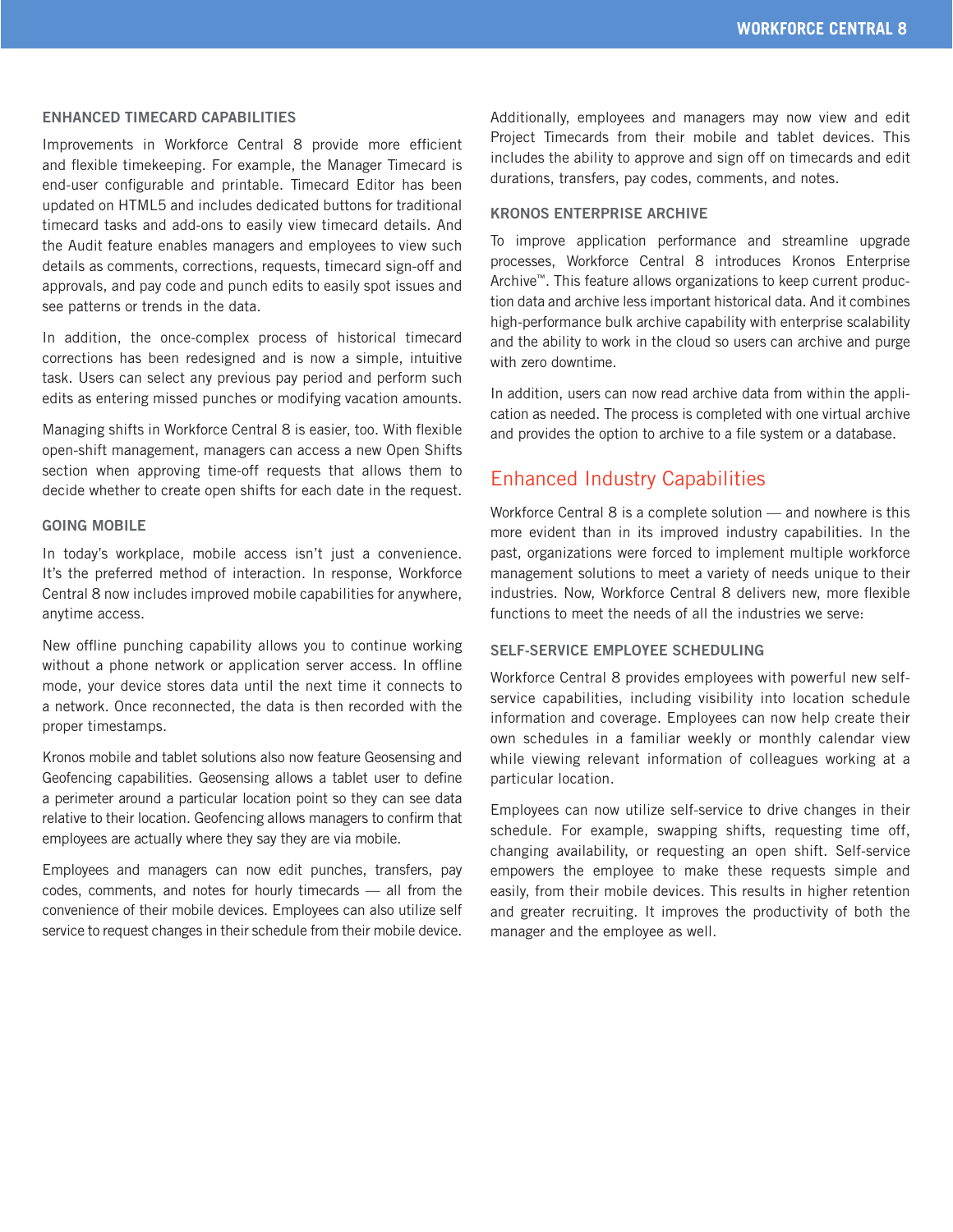### ENHANCED TIMECARD CAPABILITIES

Improvements in Workforce Central 8 provide more efficient and flexible timekeeping. For example, the Manager Timecard is end-user configurable and printable. Timecard Editor has been updated on HTML5 and includes dedicated buttons for traditional timecard tasks and add-ons to easily view timecard details. And the Audit feature enables managers and employees to view such details as comments, corrections, requests, timecard sign-off and approvals, and pay code and punch edits to easily spot issues and see patterns or trends in the data.

In addition, the once-complex process of historical timecard corrections has been redesigned and is now a simple, intuitive task. Users can select any previous pay period and perform such edits as entering missed punches or modifying vacation amounts.

Managing shifts in Workforce Central 8 is easier, too. With flexible open-shift management, managers can access a new Open Shifts section when approving time-off requests that allows them to decide whether to create open shifts for each date in the request.

### GOING MOBILE

In today's workplace, mobile access isn't just a convenience. It's the preferred method of interaction. In response, Workforce Central 8 now includes improved mobile capabilities for anywhere, anytime access.

New offline punching capability allows you to continue working without a phone network or application server access. In offline mode, your device stores data until the next time it connects to a network. Once reconnected, the data is then recorded with the proper timestamps.

Kronos mobile and tablet solutions also now feature Geosensing and Geofencing capabilities. Geosensing allows a tablet user to define a perimeter around a particular location point so they can see data relative to their location. Geofencing allows managers to confirm that employees are actually where they say they are via mobile.

Employees and managers can now edit punches, transfers, pay codes, comments, and notes for hourly timecards — all from the convenience of their mobile devices. Employees can also utilize self service to request changes in their schedule from their mobile device.

Additionally, employees and managers may now view and edit Project Timecards from their mobile and tablet devices. This includes the ability to approve and sign off on timecards and edit durations, transfers, pay codes, comments, and notes.

### KRONOS ENTERPRISE ARCHIVE

To improve application performance and streamline upgrade processes, Workforce Central 8 introduces Kronos Enterprise Archive™. This feature allows organizations to keep current production data and archive less important historical data. And it combines high-performance bulk archive capability with enterprise scalability and the ability to work in the cloud so users can archive and purge with zero downtime.

In addition, users can now read archive data from within the application as needed. The process is completed with one virtual archive and provides the option to archive to a file system or a database.

## Enhanced Industry Capabilities

Workforce Central 8 is a complete solution — and nowhere is this more evident than in its improved industry capabilities. In the past, organizations were forced to implement multiple workforce management solutions to meet a variety of needs unique to their industries. Now, Workforce Central 8 delivers new, more flexible functions to meet the needs of all the industries we serve:

### SELF-SERVICE EMPLOYEE SCHEDULING

Workforce Central 8 provides employees with powerful new self-service capabilities, including visibility into location schedule information and coverage. Employees can now help create their own schedules in a familiar weekly or monthly calendar view while viewing relevant information of colleagues working at a particular location.

Employees can now utilize self-service to drive changes in their schedule. For example, swapping shifts, requesting time off, changing availability, or requesting an open shift. Self-service empowers the employee to make these requests simple and easily, from their mobile devices. This results in higher retention and greater recruiting. It improves the productivity of both the manager and the employee as well.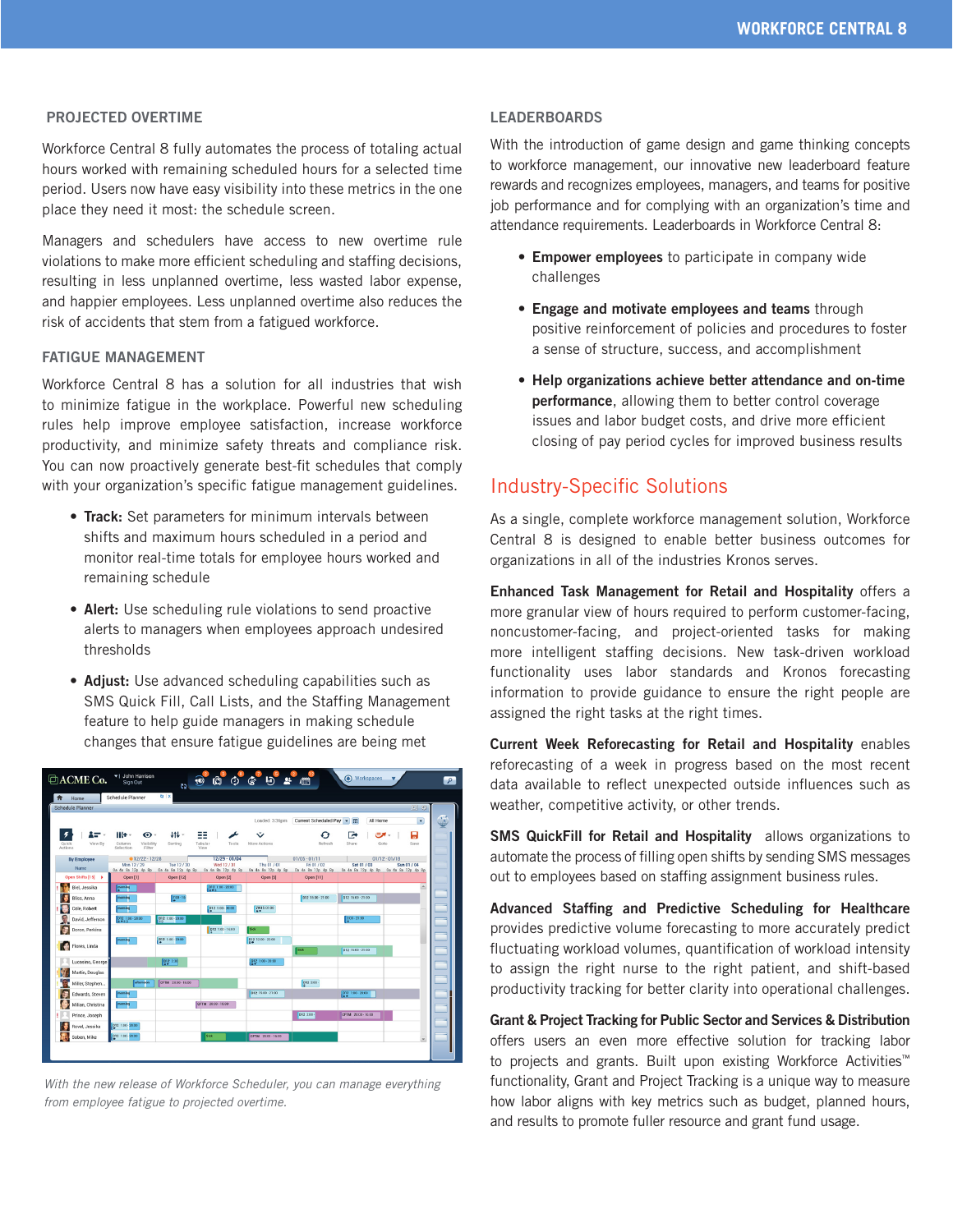## PROJECTED OVERTIME

Workforce Central 8 fully automates the process of totaling actual hours worked with remaining scheduled hours for a selected time period. Users now have easy visibility into these metrics in the one place they need it most: the schedule screen.

Managers and schedulers have access to new overtime rule violations to make more efficient scheduling and staffing decisions, resulting in less unplanned overtime, less wasted labor expense, and happier employees. Less unplanned overtime also reduces the risk of accidents that stem from a fatigued workforce.

## FATIGUE MANAGEMENT

Workforce Central 8 has a solution for all industries that wish to minimize fatigue in the workplace. Powerful new scheduling rules help improve employee satisfaction, increase workforce productivity, and minimize safety threats and compliance risk. You can now proactively generate best-fit schedules that comply with your organization's specific fatigue management guidelines.

- **Track:** Set parameters for minimum intervals between shifts and maximum hours scheduled in a period and monitor real-time totals for employee hours worked and remaining schedule
- **Alert:** Use scheduling rule violations to send proactive alerts to managers when employees approach undesired thresholds
- **Adjust:** Use advanced scheduling capabilities such as SMS Quick Fill, Call Lists, and the Staffing Management feature to help guide managers in making schedule changes that ensure fatigue guidelines are being met

*With the new release of Workforce Scheduler, you can manage everything from employee fatigue to projected overtime.*

## LEADERBOARDS

With the introduction of game design and game thinking concepts to workforce management, our innovative new leaderboard feature rewards and recognizes employees, managers, and teams for positive job performance and for complying with an organization's time and attendance requirements. Leaderboards in Workforce Central 8:

- **Empower employees** to participate in company wide challenges
- **Engage and motivate employees and teams** through positive reinforcement of policies and procedures to foster a sense of structure, success, and accomplishment
- **Help organizations achieve better attendance and on-time performance**, allowing them to better control coverage issues and labor budget costs, and drive more efficient closing of pay period cycles for improved business results

# Industry-Specific Solutions

As a single, complete workforce management solution, Workforce Central 8 is designed to enable better business outcomes for organizations in all of the industries Kronos serves.

**Enhanced Task Management for Retail and Hospitality** offers a more granular view of hours required to perform customer-facing, noncustomer-facing, and project-oriented tasks for making more intelligent staffing decisions. New task-driven workload functionality uses labor standards and Kronos forecasting information to provide guidance to ensure the right people are assigned the right tasks at the right times.

**Current Week Reforecasting for Retail and Hospitality** enables reforecasting of a week in progress based on the most recent data available to reflect unexpected outside influences such as weather, competitive activity, or other trends.

**SMS QuickFill for Retail and Hospitality** allows organizations to automate the process of filling open shifts by sending SMS messages out to employees based on staffing assignment business rules.

**Advanced Staffing and Predictive Scheduling for Healthcare** provides predictive volume forecasting to more accurately predict fluctuating workload volumes, quantification of workload intensity to assign the right nurse to the right patient, and shift-based productivity tracking for better clarity into operational challenges.

**Grant & Project Tracking for Public Sector and Services & Distribution** offers users an even more effective solution for tracking labor to projects and grants. Built upon existing Workforce Activities™ functionality, Grant and Project Tracking is a unique way to measure how labor aligns with key metrics such as budget, planned hours, and results to promote fuller resource and grant fund usage.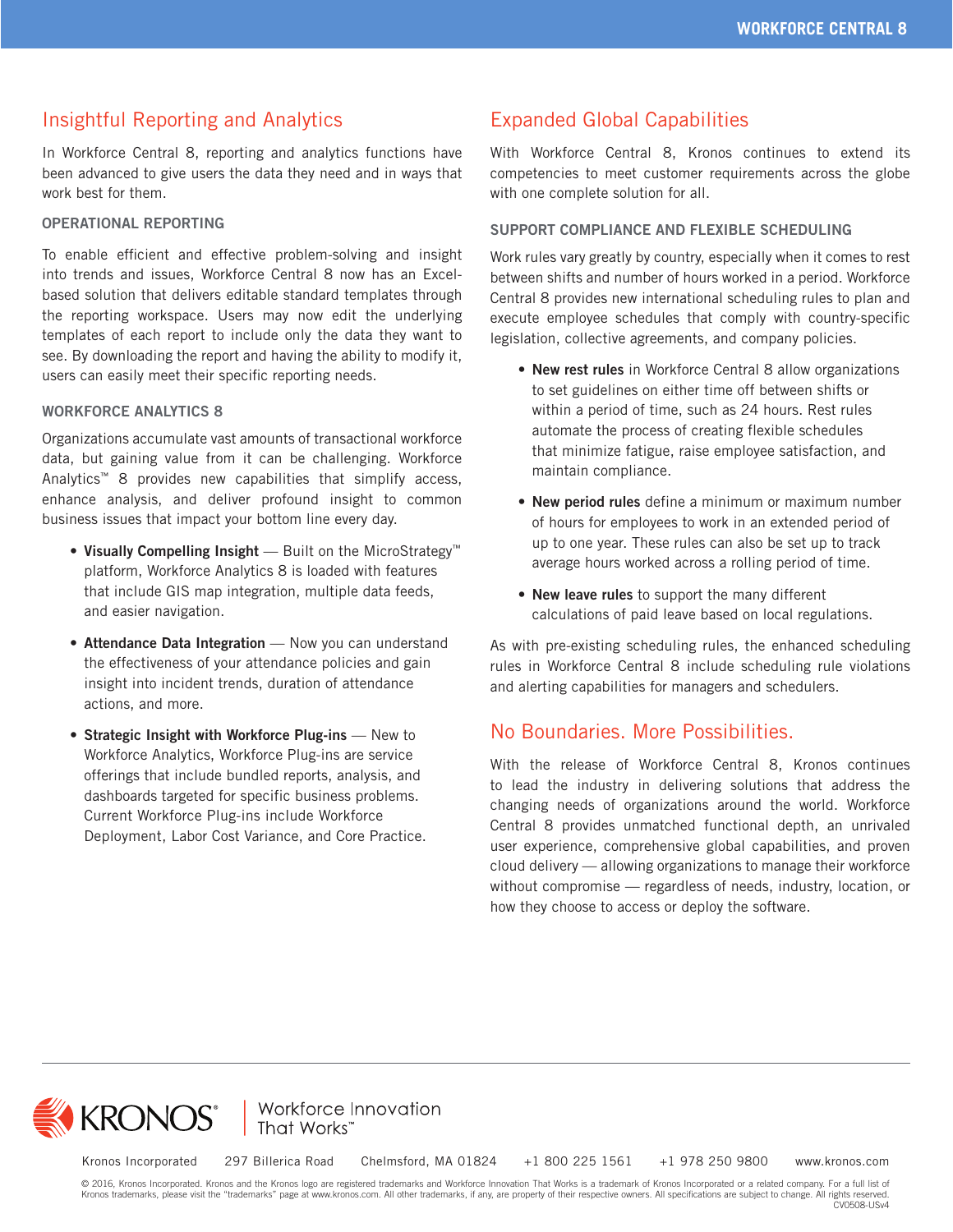## Insightful Reporting and Analytics

In Workforce Central 8, reporting and analytics functions have been advanced to give users the data they need and in ways that work best for them.

### OPERATIONAL REPORTING

To enable efficient and effective problem-solving and insight into trends and issues, Workforce Central 8 now has an Excel-based solution that delivers editable standard templates through the reporting workspace. Users may now edit the underlying templates of each report to include only the data they want to see. By downloading the report and having the ability to modify it, users can easily meet their specific reporting needs.

### WORKFORCE ANALYTICS 8

Organizations accumulate vast amounts of transactional workforce data, but gaining value from it can be challenging. Workforce Analytics™ 8 provides new capabilities that simplify access, enhance analysis, and deliver profound insight to common business issues that impact your bottom line every day.

- **Visually Compelling Insight** — Built on the MicroStrategy™ platform, Workforce Analytics 8 is loaded with features that include GIS map integration, multiple data feeds, and easier navigation.
- **Attendance Data Integration** — Now you can understand the effectiveness of your attendance policies and gain insight into incident trends, duration of attendance actions, and more.
- **Strategic Insight with Workforce Plug-ins** — New to Workforce Analytics, Workforce Plug-ins are service offerings that include bundled reports, analysis, and dashboards targeted for specific business problems. Current Workforce Plug-ins include Workforce Deployment, Labor Cost Variance, and Core Practice.

## Expanded Global Capabilities

With Workforce Central 8, Kronos continues to extend its competencies to meet customer requirements across the globe with one complete solution for all.

### SUPPORT COMPLIANCE AND FLEXIBLE SCHEDULING

Work rules vary greatly by country, especially when it comes to rest between shifts and number of hours worked in a period. Workforce Central 8 provides new international scheduling rules to plan and execute employee schedules that comply with country-specific legislation, collective agreements, and company policies.

- **New rest rules** in Workforce Central 8 allow organizations to set guidelines on either time off between shifts or within a period of time, such as 24 hours. Rest rules automate the process of creating flexible schedules that minimize fatigue, raise employee satisfaction, and maintain compliance.
- **New period rules** define a minimum or maximum number of hours for employees to work in an extended period of up to one year. These rules can also be set up to track average hours worked across a rolling period of time.
- **New leave rules** to support the many different calculations of paid leave based on local regulations.

As with pre-existing scheduling rules, the enhanced scheduling rules in Workforce Central 8 include scheduling rule violations and alerting capabilities for managers and schedulers.

## No Boundaries. More Possibilities.

With the release of Workforce Central 8, Kronos continues to lead the industry in delivering solutions that address the changing needs of organizations around the world. Workforce Central 8 provides unmatched functional depth, an unrivaled user experience, comprehensive global capabilities, and proven cloud delivery — allowing organizations to manage their workforce without compromise — regardless of needs, industry, location, or how they choose to access or deploy the software.

KRONOS® | Workforce Innovation That Works™

Kronos Incorporated  297 Billerica Road  Chelmsford, MA 01824  +1 800 225 1561  +1 978 250 9800  www.kronos.com

© 2016, Kronos Incorporated. Kronos and the Kronos logo are registered trademarks and Workforce Innovation That Works is a trademark of Kronos Incorporated or a related company. For a full list of Kronos trademarks, please visit the "trademarks" page at www.kronos.com. All other trademarks, if any, are property of their respective owners. All specifications are subject to change. All rights reserved. CV0508-USv4